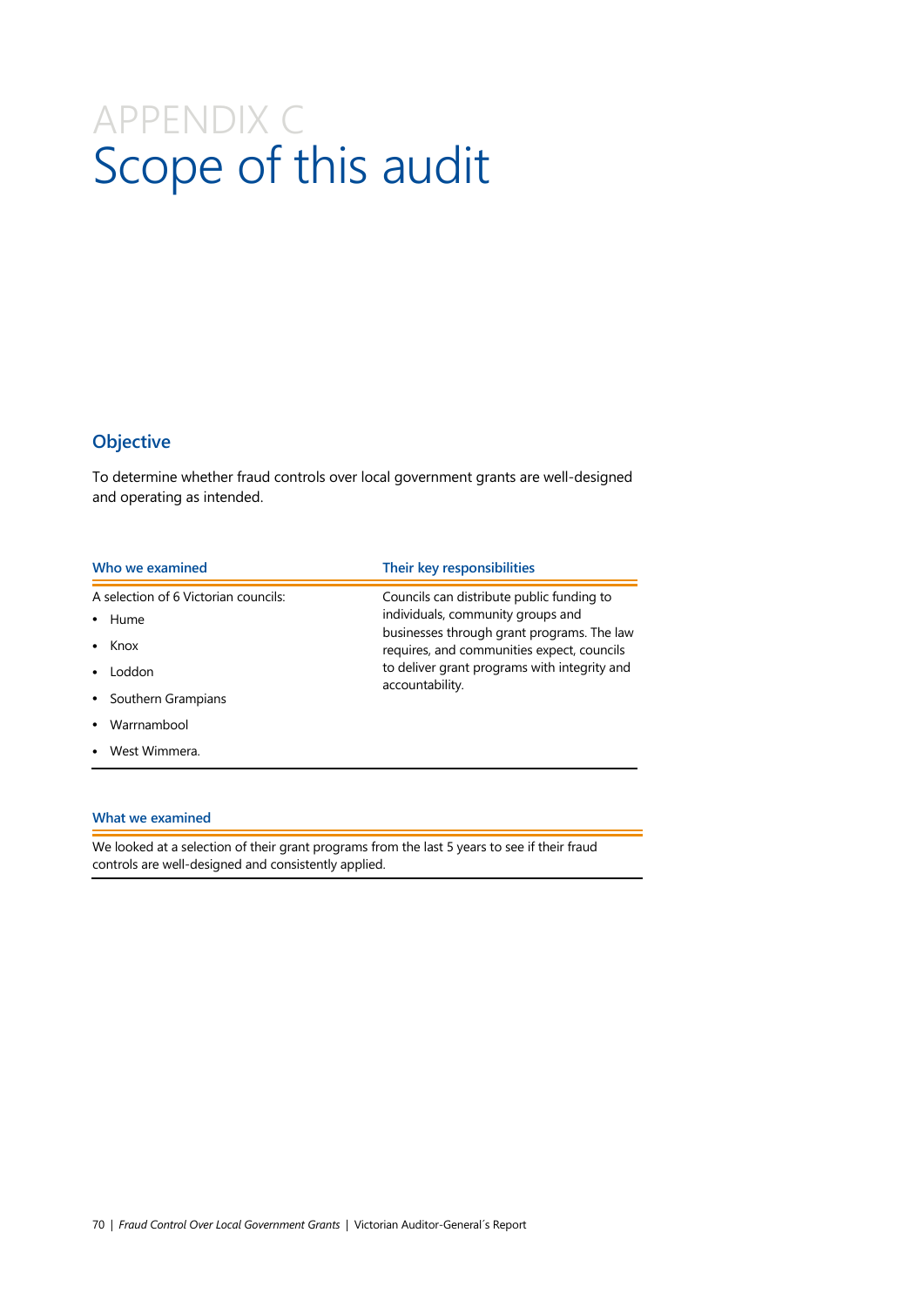# APPENDIX C
# Scope of this audit

## Objective

To determine whether fraud controls over local government grants are well-designed and operating as intended.

| Who we examined | Their key responsibilities |
| --- | --- |
| A selection of 6 Victorian councils:<br>• Hume<br>• Knox<br>• Loddon<br>• Southern Grampians<br>• Warrnambool<br>• West Wimmera. | Councils can distribute public funding to individuals, community groups and businesses through grant programs. The law requires, and communities expect, councils to deliver grant programs with integrity and accountability. |

| What we examined |
| --- |
| We looked at a selection of their grant programs from the last 5 years to see if their fraud controls are well-designed and consistently applied. |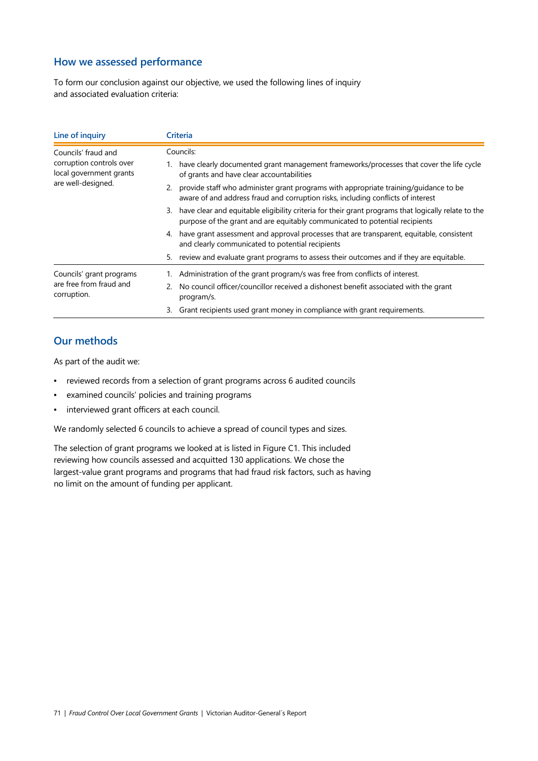## How we assessed performance

To form our conclusion against our objective, we used the following lines of inquiry and associated evaluation criteria:

| Line of inquiry | Criteria |
|---|---|
| Councils' fraud and corruption controls over local government grants are well-designed. | Councils:<br>1. have clearly documented grant management frameworks/processes that cover the life cycle of grants and have clear accountabilities<br>2. provide staff who administer grant programs with appropriate training/guidance to be aware of and address fraud and corruption risks, including conflicts of interest<br>3. have clear and equitable eligibility criteria for their grant programs that logically relate to the purpose of the grant and are equitably communicated to potential recipients<br>4. have grant assessment and approval processes that are transparent, equitable, consistent and clearly communicated to potential recipients<br>5. review and evaluate grant programs to assess their outcomes and if they are equitable. |
| Councils' grant programs are free from fraud and corruption. | 1. Administration of the grant program/s was free from conflicts of interest.<br>2. No council officer/councillor received a dishonest benefit associated with the grant program/s.<br>3. Grant recipients used grant money in compliance with grant requirements. |

## Our methods

As part of the audit we:

- reviewed records from a selection of grant programs across 6 audited councils
- examined councils' policies and training programs
- interviewed grant officers at each council.

We randomly selected 6 councils to achieve a spread of council types and sizes.

The selection of grant programs we looked at is listed in Figure C1. This included reviewing how councils assessed and acquitted 130 applications. We chose the largest-value grant programs and programs that had fraud risk factors, such as having no limit on the amount of funding per applicant.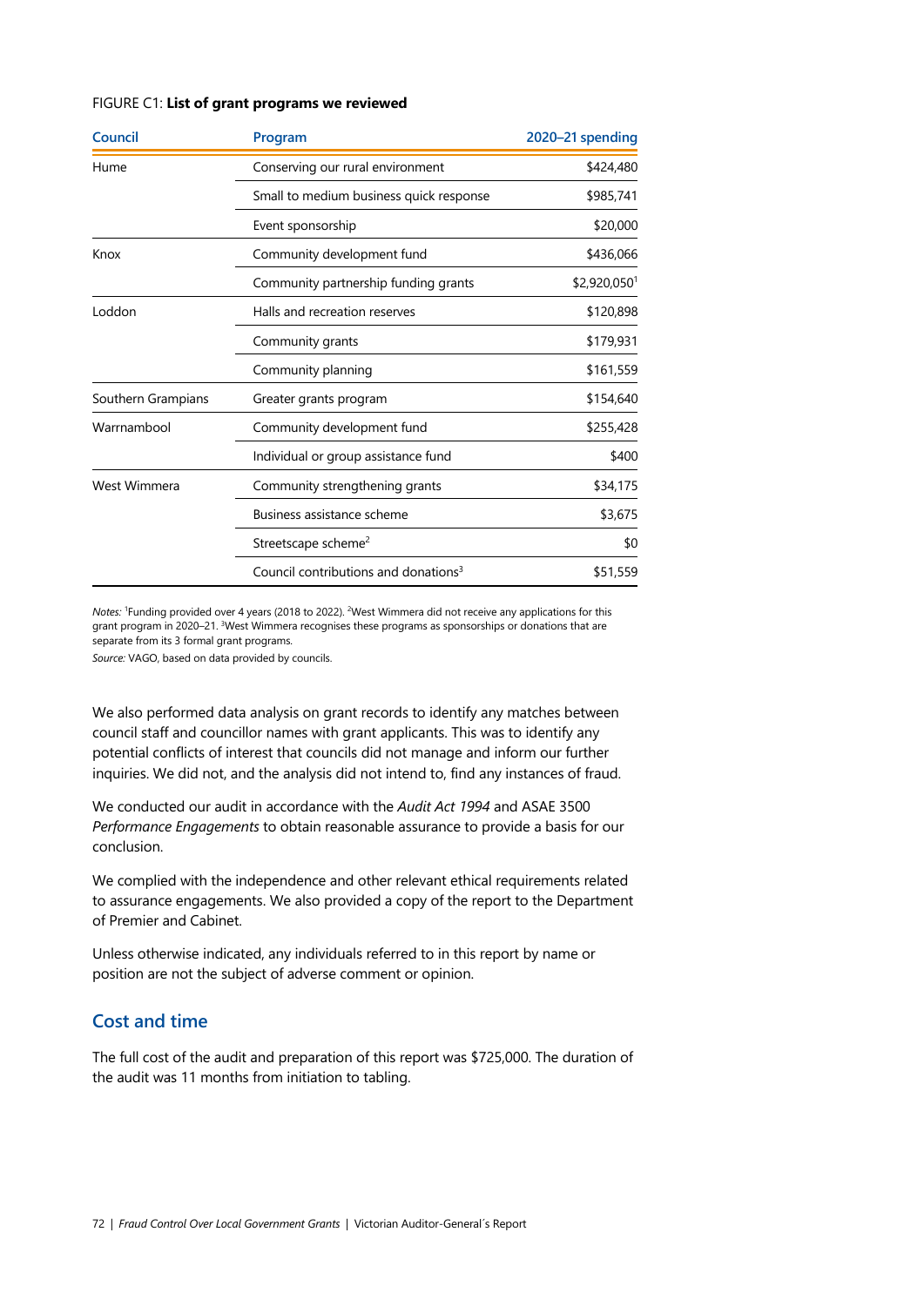FIGURE C1: **List of grant programs we reviewed**

| Council | Program | 2020–21 spending |
|---|---|---|
| Hume | Conserving our rural environment | $424,480 |
| | Small to medium business quick response | $985,741 |
| | Event sponsorship | $20,000 |
| Knox | Community development fund | $436,066 |
| | Community partnership funding grants | $2,920,050[1] |
| Loddon | Halls and recreation reserves | $120,898 |
| | Community grants | $179,931 |
| | Community planning | $161,559 |
| Southern Grampians | Greater grants program | $154,640 |
| Warrnambool | Community development fund | $255,428 |
| | Individual or group assistance fund | $400 |
| West Wimmera | Community strengthening grants | $34,175 |
| | Business assistance scheme | $3,675 |
| | Streetscape scheme[2] | $0 |
| | Council contributions and donations[3] | $51,559 |

*Notes:* [1]Funding provided over 4 years (2018 to 2022). [2]West Wimmera did not receive any applications for this grant program in 2020–21. [3]West Wimmera recognises these programs as sponsorships or donations that are separate from its 3 formal grant programs.

*Source:* VAGO, based on data provided by councils.

We also performed data analysis on grant records to identify any matches between council staff and councillor names with grant applicants. This was to identify any potential conflicts of interest that councils did not manage and inform our further inquiries. We did not, and the analysis did not intend to, find any instances of fraud.

We conducted our audit in accordance with the *Audit Act 1994* and ASAE 3500 *Performance Engagements* to obtain reasonable assurance to provide a basis for our conclusion.

We complied with the independence and other relevant ethical requirements related to assurance engagements. We also provided a copy of the report to the Department of Premier and Cabinet.

Unless otherwise indicated, any individuals referred to in this report by name or position are not the subject of adverse comment or opinion.

## Cost and time

The full cost of the audit and preparation of this report was $725,000. The duration of the audit was 11 months from initiation to tabling.